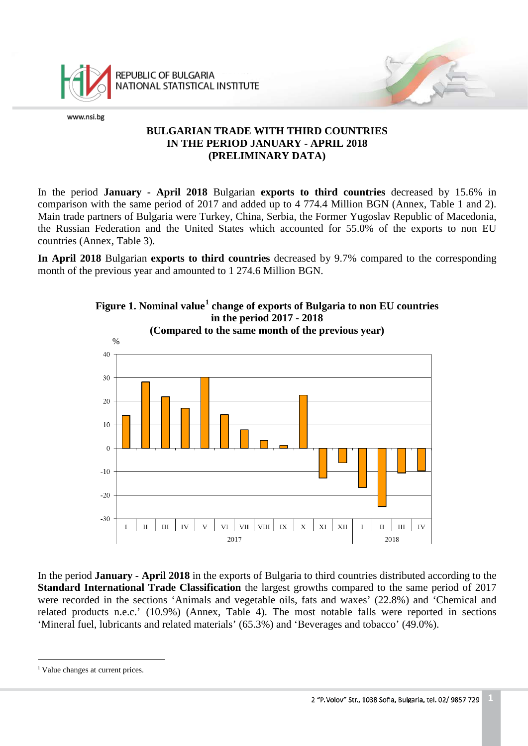# BULGARIAN TRADE WITH THIRD COUNTRIES IN THE PERIOD JANUARY - APRIL 2018 (PRELIMINARY DATA)

In the period **January - April 2018** Bulgarian **exports to third countries** decreased by 15.6% in comparison with the same period of 2017 and added up to 4 774.4 Million BGN (Annex, Table 1 and 2). Main trade partners of Bulgaria were Turkey, China, Serbia, the Former Yugoslav Republic of Macedonia, the Russian Federation and the United States which accounted for 55.0% of the exports to non EU countries (Annex, Table 3).

**In April 2018** Bulgarian **exports to third countries** decreased by 9.7% compared to the corresponding month of the previous year and amounted to 1 274.6 Million BGN.

**Figure 1. Nominal value[1] change of exports of Bulgaria to non EU countries in the period 2017 - 2018 (Compared to the same month of the previous year)**

In the period **January - April 2018** in the exports of Bulgaria to third countries distributed according to the **Standard International Trade Classification** the largest growths compared to the same period of 2017 were recorded in the sections 'Animals and vegetable oils, fats and waxes' (22.8%) and 'Chemical and related products n.e.c.' (10.9%) (Annex, Table 4). The most notable falls were reported in sections 'Mineral fuel, lubricants and related materials' (65.3%) and 'Beverages and tobacco' (49.0%).

---

[1] Value changes at current prices.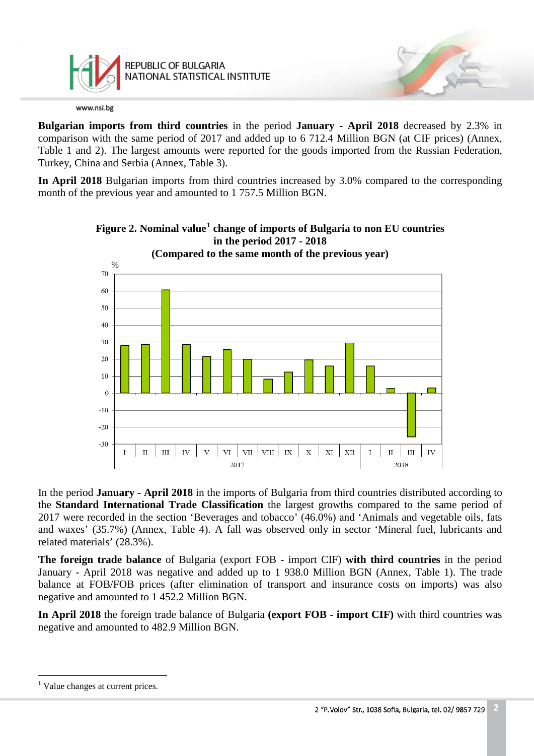**Bulgarian imports from third countries** in the period **January - April 2018** decreased by 2.3% in comparison with the same period of 2017 and added up to 6 712.4 Million BGN (at CIF prices) (Annex, Table 1 and 2). The largest amounts were reported for the goods imported from the Russian Federation, Turkey, China and Serbia (Annex, Table 3).

**In April 2018** Bulgarian imports from third countries increased by 3.0% compared to the corresponding month of the previous year and amounted to 1 757.5 Million BGN.

**Figure 2. Nominal value[1] change of imports of Bulgaria to non EU countries in the period 2017 - 2018 (Compared to the same month of the previous year)**

In the period **January - April 2018** in the imports of Bulgaria from third countries distributed according to the **Standard International Trade Classification** the largest growths compared to the same period of 2017 were recorded in the section 'Beverages and tobacco' (46.0%) and 'Animals and vegetable oils, fats and waxes' (35.7%) (Annex, Table 4). A fall was observed only in sector 'Mineral fuel, lubricants and related materials' (28.3%).

**The foreign trade balance** of Bulgaria (export FOB - import CIF) **with third countries** in the period January - April 2018 was negative and added up to 1 938.0 Million BGN (Annex, Table 1). The trade balance at FOB/FOB prices (after elimination of transport and insurance costs on imports) was also negative and amounted to 1 452.2 Million BGN.

**In April 2018** the foreign trade balance of Bulgaria **(export FOB - import CIF)** with third countries was negative and amounted to 482.9 Million BGN.

---

[1] Value changes at current prices.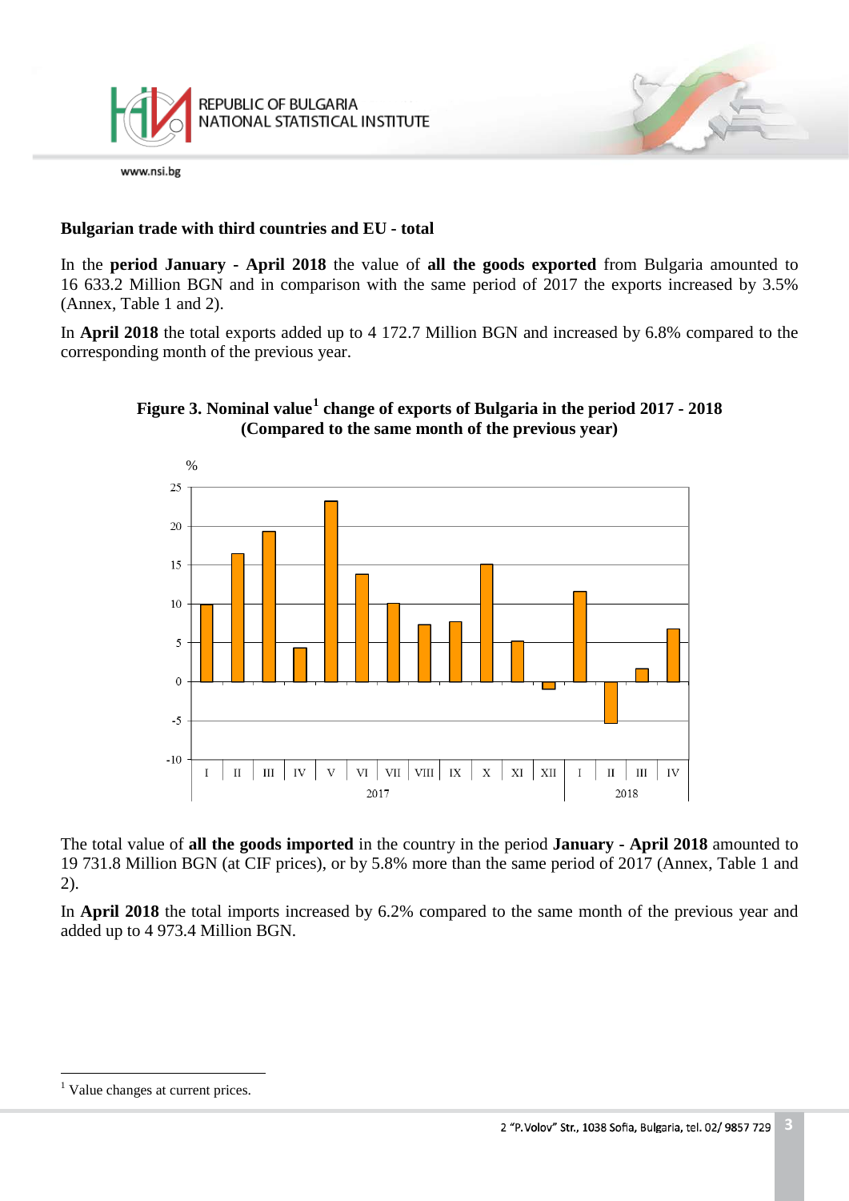## Bulgarian trade with third countries and EU - total

In the **period January - April 2018** the value of **all the goods exported** from Bulgaria amounted to 16 633.2 Million BGN and in comparison with the same period of 2017 the exports increased by 3.5% (Annex, Table 1 and 2).

In **April 2018** the total exports added up to 4 172.7 Million BGN and increased by 6.8% compared to the corresponding month of the previous year.

**Figure 3. Nominal value[1] change of exports of Bulgaria in the period 2017 - 2018 (Compared to the same month of the previous year)**

The total value of **all the goods imported** in the country in the period **January - April 2018** amounted to 19 731.8 Million BGN (at CIF prices), or by 5.8% more than the same period of 2017 (Annex, Table 1 and 2).

In **April 2018** the total imports increased by 6.2% compared to the same month of the previous year and added up to 4 973.4 Million BGN.

---

[1] Value changes at current prices.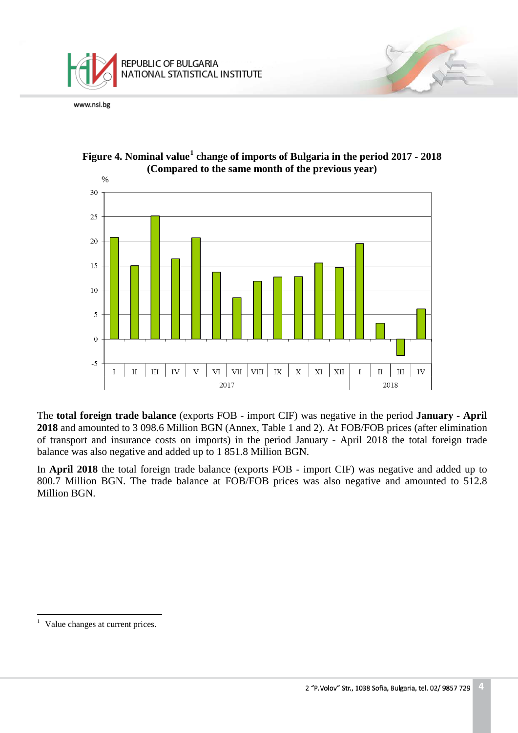**Figure 4. Nominal value[1] change of imports of Bulgaria in the period 2017 - 2018 (Compared to the same month of the previous year)**

The **total foreign trade balance** (exports FOB - import CIF) was negative in the period **January - April 2018** and amounted to 3 098.6 Million BGN (Annex, Table 1 and 2). At FOB/FOB prices (after elimination of transport and insurance costs on imports) in the period January - April 2018 the total foreign trade balance was also negative and added up to 1 851.8 Million BGN.

In **April 2018** the total foreign trade balance (exports FOB - import CIF) was negative and added up to 800.7 Million BGN. The trade balance at FOB/FOB prices was also negative and amounted to 512.8 Million BGN.

---

[1] Value changes at current prices.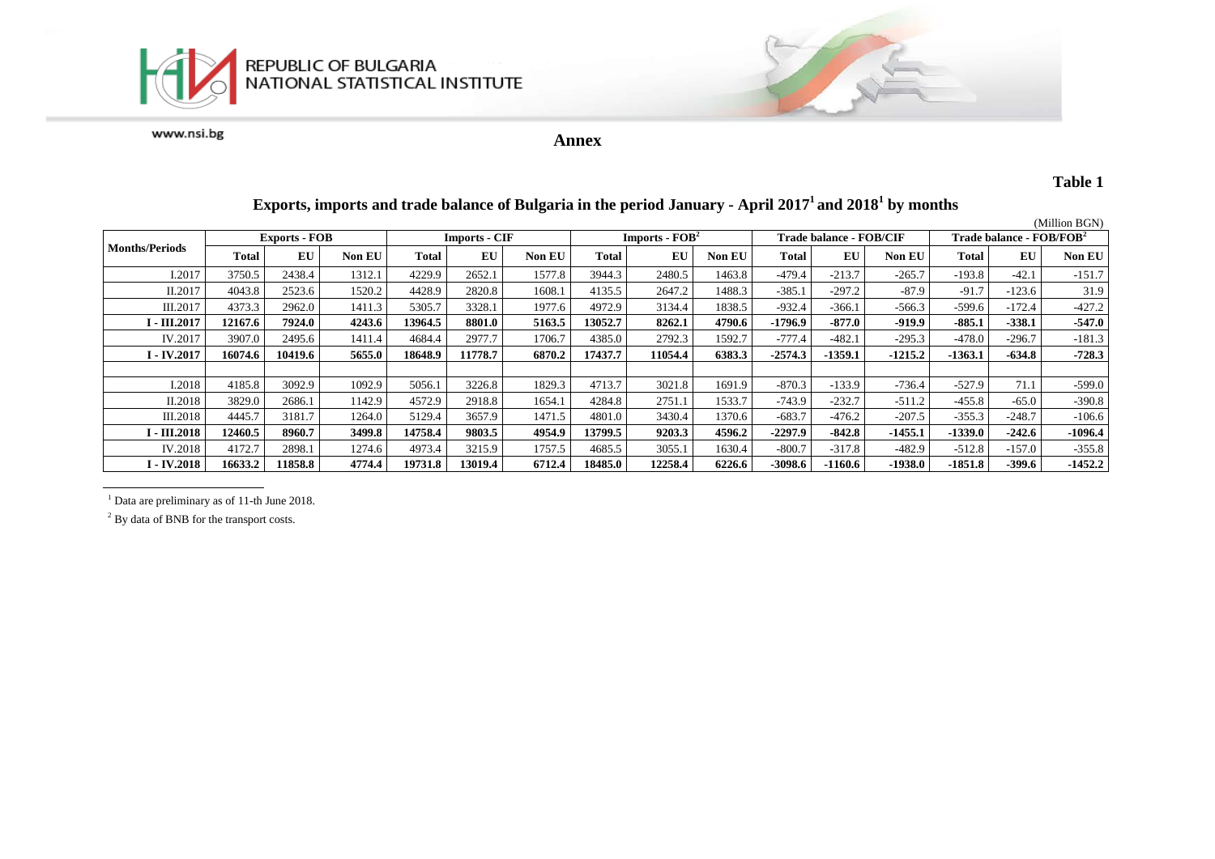**Annex**

**Table 1**

## Exports, imports and trade balance of Bulgaria in the period January - April 2017[1] and 2018[1] by months

(Million BGN)

| Months/Periods | Exports - FOB | | | Imports - CIF | | | Imports - FOB[2] | | | Trade balance - FOB/CIF | | | Trade balance - FOB/FOB[2] | | |
|---|---|---|---|---|---|---|---|---|---|---|---|---|---|---|---|
| | Total | EU | Non EU | Total | EU | Non EU | Total | EU | Non EU | Total | EU | Non EU | Total | EU | Non EU |
| I.2017 | 3750.5 | 2438.4 | 1312.1 | 4229.9 | 2652.1 | 1577.8 | 3944.3 | 2480.5 | 1463.8 | -479.4 | -213.7 | -265.7 | -193.8 | -42.1 | -151.7 |
| II.2017 | 4043.8 | 2523.6 | 1520.2 | 4428.9 | 2820.8 | 1608.1 | 4135.5 | 2647.2 | 1488.3 | -385.1 | -297.2 | -87.9 | -91.7 | -123.6 | 31.9 |
| III.2017 | 4373.3 | 2962.0 | 1411.3 | 5305.7 | 3328.1 | 1977.6 | 4972.9 | 3134.4 | 1838.5 | -932.4 | -366.1 | -566.3 | -599.6 | -172.4 | -427.2 |
| **I - III.2017** | **12167.6** | **7924.0** | **4243.6** | **13964.5** | **8801.0** | **5163.5** | **13052.7** | **8262.1** | **4790.6** | **-1796.9** | **-877.0** | **-919.9** | **-885.1** | **-338.1** | **-547.0** |
| IV.2017 | 3907.0 | 2495.6 | 1411.4 | 4684.4 | 2977.7 | 1706.7 | 4385.0 | 2792.3 | 1592.7 | -777.4 | -482.1 | -295.3 | -478.0 | -296.7 | -181.3 |
| **I - IV.2017** | **16074.6** | **10419.6** | **5655.0** | **18648.9** | **11778.7** | **6870.2** | **17437.7** | **11054.4** | **6383.3** | **-2574.3** | **-1359.1** | **-1215.2** | **-1363.1** | **-634.8** | **-728.3** |
| | | | | | | | | | | | | | | | |
| I.2018 | 4185.8 | 3092.9 | 1092.9 | 5056.1 | 3226.8 | 1829.3 | 4713.7 | 3021.8 | 1691.9 | -870.3 | -133.9 | -736.4 | -527.9 | 71.1 | -599.0 |
| II.2018 | 3829.0 | 2686.1 | 1142.9 | 4572.9 | 2918.8 | 1654.1 | 4284.8 | 2751.1 | 1533.7 | -743.9 | -232.7 | -511.2 | -455.8 | -65.0 | -390.8 |
| III.2018 | 4445.7 | 3181.7 | 1264.0 | 5129.4 | 3657.9 | 1471.5 | 4801.0 | 3430.4 | 1370.6 | -683.7 | -476.2 | -207.5 | -355.3 | -248.7 | -106.6 |
| **I - III.2018** | **12460.5** | **8960.7** | **3499.8** | **14758.4** | **9803.5** | **4954.9** | **13799.5** | **9203.3** | **4596.2** | **-2297.9** | **-842.8** | **-1455.1** | **-1339.0** | **-242.6** | **-1096.4** |
| IV.2018 | 4172.7 | 2898.1 | 1274.6 | 4973.4 | 3215.9 | 1757.5 | 4685.5 | 3055.1 | 1630.4 | -800.7 | -317.8 | -482.9 | -512.8 | -157.0 | -355.8 |
| **I - IV.2018** | **16633.2** | **11858.8** | **4774.4** | **19731.8** | **13019.4** | **6712.4** | **18485.0** | **12258.4** | **6226.6** | **-3098.6** | **-1160.6** | **-1938.0** | **-1851.8** | **-399.6** | **-1452.2** |

[1] Data are preliminary as of 11-th June 2018.

[2] By data of BNB for the transport costs.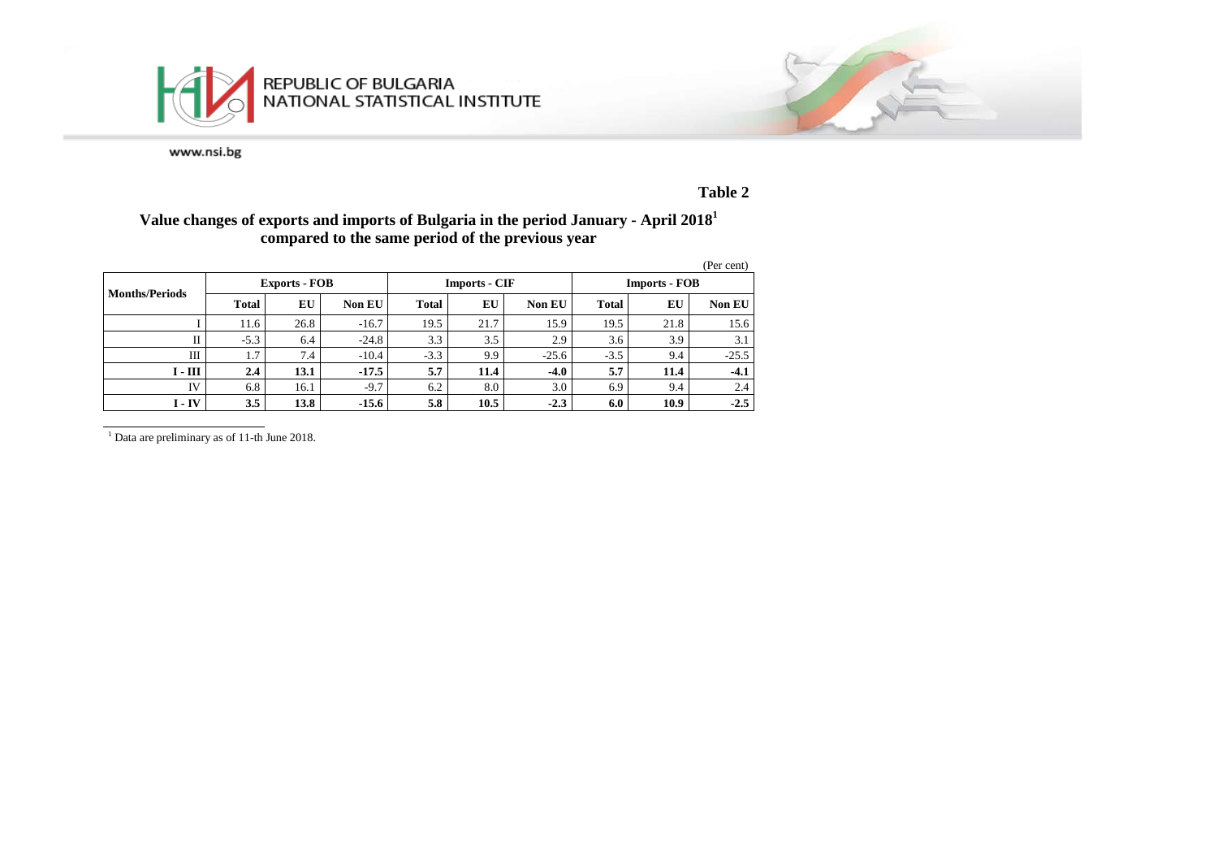REPUBLIC OF BULGARIA
NATIONAL STATISTICAL INSTITUTE

www.nsi.bg

**Table 2**

## Value changes of exports and imports of Bulgaria in the period January - April 2018[1] compared to the same period of the previous year

(Per cent)

| Months/Periods | Exports - FOB | | | Imports - CIF | | | Imports - FOB | | |
|---|---|---|---|---|---|---|---|---|---|
| | **Total** | **EU** | **Non EU** | **Total** | **EU** | **Non EU** | **Total** | **EU** | **Non EU** |
| I | 11.6 | 26.8 | -16.7 | 19.5 | 21.7 | 15.9 | 19.5 | 21.8 | 15.6 |
| II | -5.3 | 6.4 | -24.8 | 3.3 | 3.5 | 2.9 | 3.6 | 3.9 | 3.1 |
| III | 1.7 | 7.4 | -10.4 | -3.3 | 9.9 | -25.6 | -3.5 | 9.4 | -25.5 |
| **I - III** | **2.4** | **13.1** | **-17.5** | **5.7** | **11.4** | **-4.0** | **5.7** | **11.4** | **-4.1** |
| IV | 6.8 | 16.1 | -9.7 | 6.2 | 8.0 | 3.0 | 6.9 | 9.4 | 2.4 |
| **I - IV** | **3.5** | **13.8** | **-15.6** | **5.8** | **10.5** | **-2.3** | **6.0** | **10.9** | **-2.5** |

[1] Data are preliminary as of 11-th June 2018.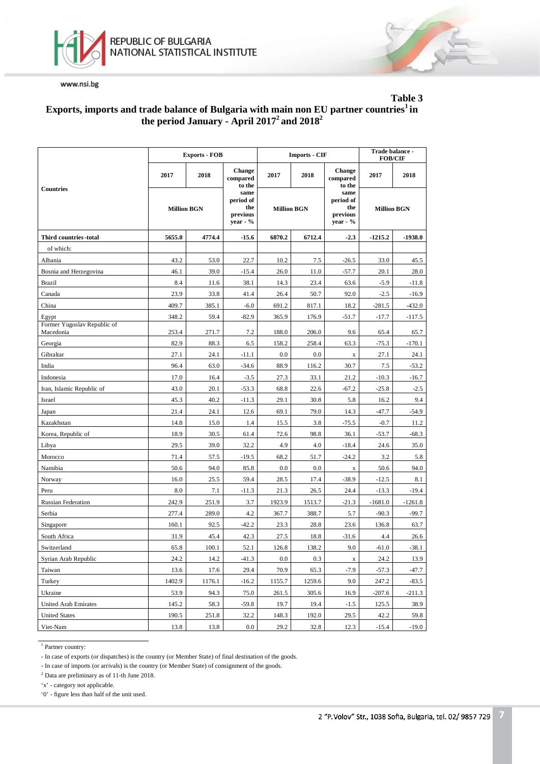**Table 3**

**Exports, imports and trade balance of Bulgaria with main non EU partner countries[1] in the period January - April 2017[2] and 2018[2]**

| Countries | Exports - FOB | | | Imports - CIF | | | Trade balance - FOB/CIF | |
|---|---|---|---|---|---|---|---|---|
| | 2017 | 2018 | Change compared to the same period of the previous year - % | 2017 | 2018 | Change compared to the same period of the previous year - % | 2017 | 2018 |
| | Million BGN | | | Million BGN | | | Million BGN | |
| **Third countries -total** | **5655.0** | **4774.4** | **-15.6** | **6870.2** | **6712.4** | **-2.3** | **-1215.2** | **-1938.0** |
| of which: | | | | | | | | |
| Albania | 43.2 | 53.0 | 22.7 | 10.2 | 7.5 | -26.5 | 33.0 | 45.5 |
| Bosnia and Herzegovina | 46.1 | 39.0 | -15.4 | 26.0 | 11.0 | -57.7 | 20.1 | 28.0 |
| Brazil | 8.4 | 11.6 | 38.1 | 14.3 | 23.4 | 63.6 | -5.9 | -11.8 |
| Canada | 23.9 | 33.8 | 41.4 | 26.4 | 50.7 | 92.0 | -2.5 | -16.9 |
| China | 409.7 | 385.1 | -6.0 | 691.2 | 817.1 | 18.2 | -281.5 | -432.0 |
| Egypt | 348.2 | 59.4 | -82.9 | 365.9 | 176.9 | -51.7 | -17.7 | -117.5 |
| Former Yugoslav Republic of Macedonia | 253.4 | 271.7 | 7.2 | 188.0 | 206.0 | 9.6 | 65.4 | 65.7 |
| Georgia | 82.9 | 88.3 | 6.5 | 158.2 | 258.4 | 63.3 | -75.3 | -170.1 |
| Gibraltar | 27.1 | 24.1 | -11.1 | 0.0 | 0.0 | x | 27.1 | 24.1 |
| India | 96.4 | 63.0 | -34.6 | 88.9 | 116.2 | 30.7 | 7.5 | -53.2 |
| Indonesia | 17.0 | 16.4 | -3.5 | 27.3 | 33.1 | 21.2 | -10.3 | -16.7 |
| Iran, Islamic Republic of | 43.0 | 20.1 | -53.3 | 68.8 | 22.6 | -67.2 | -25.8 | -2.5 |
| Israel | 45.3 | 40.2 | -11.3 | 29.1 | 30.8 | 5.8 | 16.2 | 9.4 |
| Japan | 21.4 | 24.1 | 12.6 | 69.1 | 79.0 | 14.3 | -47.7 | -54.9 |
| Kazakhstan | 14.8 | 15.0 | 1.4 | 15.5 | 3.8 | -75.5 | -0.7 | 11.2 |
| Korea, Republic of | 18.9 | 30.5 | 61.4 | 72.6 | 98.8 | 36.1 | -53.7 | -68.3 |
| Libya | 29.5 | 39.0 | 32.2 | 4.9 | 4.0 | -18.4 | 24.6 | 35.0 |
| Morocco | 71.4 | 57.5 | -19.5 | 68.2 | 51.7 | -24.2 | 3.2 | 5.8 |
| Namibia | 50.6 | 94.0 | 85.8 | 0.0 | 0.0 | x | 50.6 | 94.0 |
| Norway | 16.0 | 25.5 | 59.4 | 28.5 | 17.4 | -38.9 | -12.5 | 8.1 |
| Peru | 8.0 | 7.1 | -11.3 | 21.3 | 26.5 | 24.4 | -13.3 | -19.4 |
| Russian Federation | 242.9 | 251.9 | 3.7 | 1923.9 | 1513.7 | -21.3 | -1681.0 | -1261.8 |
| Serbia | 277.4 | 289.0 | 4.2 | 367.7 | 388.7 | 5.7 | -90.3 | -99.7 |
| Singapore | 160.1 | 92.5 | -42.2 | 23.3 | 28.8 | 23.6 | 136.8 | 63.7 |
| South Africa | 31.9 | 45.4 | 42.3 | 27.5 | 18.8 | -31.6 | 4.4 | 26.6 |
| Switzerland | 65.8 | 100.1 | 52.1 | 126.8 | 138.2 | 9.0 | -61.0 | -38.1 |
| Syrian Arab Republic | 24.2 | 14.2 | -41.3 | 0.0 | 0.3 | x | 24.2 | 13.9 |
| Taiwan | 13.6 | 17.6 | 29.4 | 70.9 | 65.3 | -7.9 | -57.3 | -47.7 |
| Turkey | 1402.9 | 1176.1 | -16.2 | 1155.7 | 1259.6 | 9.0 | 247.2 | -83.5 |
| Ukraine | 53.9 | 94.3 | 75.0 | 261.5 | 305.6 | 16.9 | -207.6 | -211.3 |
| United Arab Emirates | 145.2 | 58.3 | -59.8 | 19.7 | 19.4 | -1.5 | 125.5 | 38.9 |
| United States | 190.5 | 251.8 | 32.2 | 148.3 | 192.0 | 29.5 | 42.2 | 59.8 |
| Viet-Nam | 13.8 | 13.8 | 0.0 | 29.2 | 32.8 | 12.3 | -15.4 | -19.0 |

[1] Partner country:

- In case of exports (or dispatches) is the country (or Member State) of final destination of the goods.

- In case of imports (or arrivals) is the country (or Member State) of consignment of the goods.

[2] Data are preliminary as of 11-th June 2018.

'x' - category not applicable.

'0' - figure less than half of the unit used.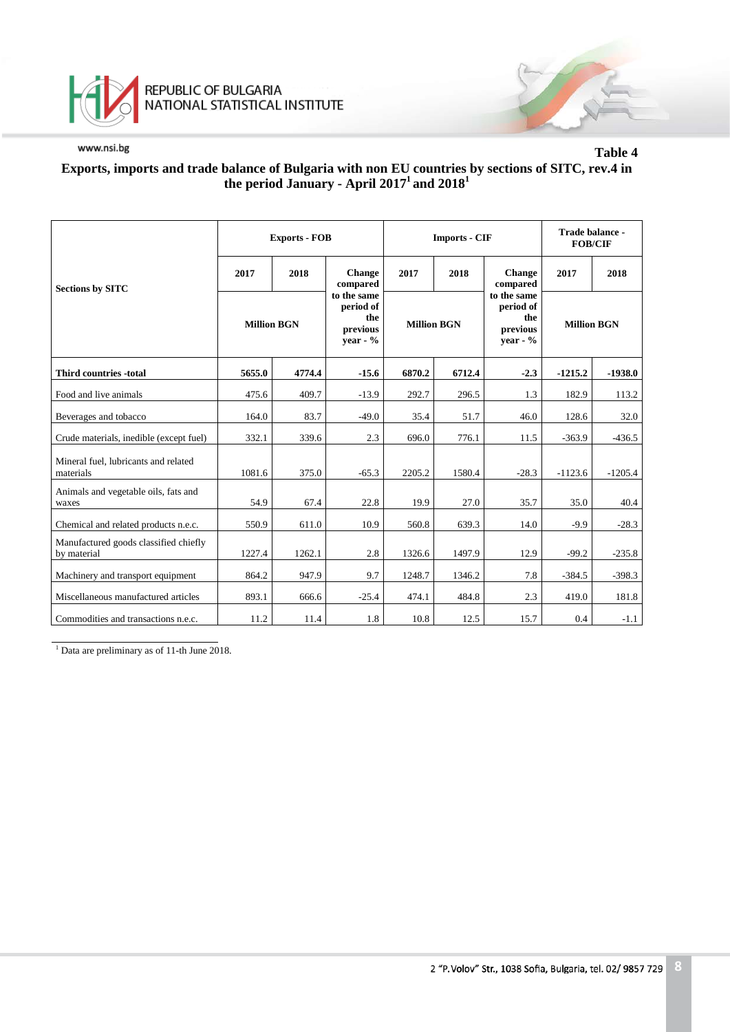**Table 4**

## Exports, imports and trade balance of Bulgaria with non EU countries by sections of SITC, rev.4 in the period January - April 2017[1] and 2018[1]

| Sections by SITC | Exports - FOB | | | Imports - CIF | | | Trade balance - FOB/CIF | |
|---|---|---|---|---|---|---|---|---|
| | 2017 | 2018 | Change compared to the same period of the previous year - % | 2017 | 2018 | Change compared to the same period of the previous year - % | 2017 | 2018 |
| | Million BGN | | | Million BGN | | | Million BGN | |
| **Third countries -total** | **5655.0** | **4774.4** | **-15.6** | **6870.2** | **6712.4** | **-2.3** | **-1215.2** | **-1938.0** |
| Food and live animals | 475.6 | 409.7 | -13.9 | 292.7 | 296.5 | 1.3 | 182.9 | 113.2 |
| Beverages and tobacco | 164.0 | 83.7 | -49.0 | 35.4 | 51.7 | 46.0 | 128.6 | 32.0 |
| Crude materials, inedible (except fuel) | 332.1 | 339.6 | 2.3 | 696.0 | 776.1 | 11.5 | -363.9 | -436.5 |
| Mineral fuel, lubricants and related materials | 1081.6 | 375.0 | -65.3 | 2205.2 | 1580.4 | -28.3 | -1123.6 | -1205.4 |
| Animals and vegetable oils, fats and waxes | 54.9 | 67.4 | 22.8 | 19.9 | 27.0 | 35.7 | 35.0 | 40.4 |
| Chemical and related products n.e.c. | 550.9 | 611.0 | 10.9 | 560.8 | 639.3 | 14.0 | -9.9 | -28.3 |
| Manufactured goods classified chiefly by material | 1227.4 | 1262.1 | 2.8 | 1326.6 | 1497.9 | 12.9 | -99.2 | -235.8 |
| Machinery and transport equipment | 864.2 | 947.9 | 9.7 | 1248.7 | 1346.2 | 7.8 | -384.5 | -398.3 |
| Miscellaneous manufactured articles | 893.1 | 666.6 | -25.4 | 474.1 | 484.8 | 2.3 | 419.0 | 181.8 |
| Commodities and transactions n.e.c. | 11.2 | 11.4 | 1.8 | 10.8 | 12.5 | 15.7 | 0.4 | -1.1 |

[1] Data are preliminary as of 11-th June 2018.